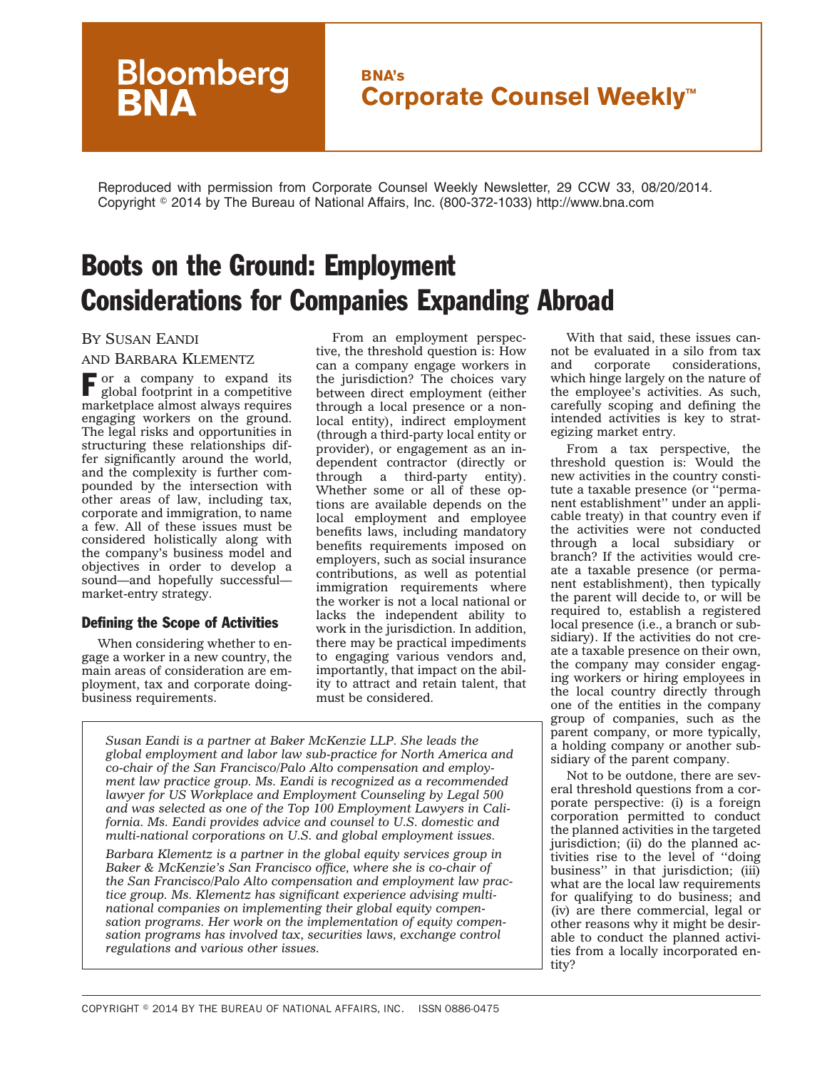Bloomberg BNA

BNA's **Corporate Counsel Weekly™**

Reproduced with permission from Corporate Counsel Weekly Newsletter, 29 CCW 33, 08/20/2014. Copyright © 2014 by The Bureau of National Affairs, Inc. (800-372-1033) http://www.bna.com

# Boots on the Ground: Employment Considerations for Companies Expanding Abroad

BY SUSAN EANDI AND BARBARA KLEMENTZ

For a company to expand its global footprint in a competitive marketplace almost always requires engaging workers on the ground. The legal risks and opportunities in structuring these relationships differ significantly around the world, and the complexity is further compounded by the intersection with other areas of law, including tax, corporate and immigration, to name a few. All of these issues must be considered holistically along with the company's business model and objectives in order to develop a sound—and hopefully successful—market-entry strategy.

## Defining the Scope of Activities

When considering whether to engage a worker in a new country, the main areas of consideration are employment, tax and corporate doing-business requirements.

From an employment perspective, the threshold question is: How can a company engage workers in the jurisdiction? The choices vary between direct employment (either through a local presence or a non-local entity), indirect employment (through a third-party local entity or provider), or engagement as an independent contractor (directly or through a third-party entity). Whether some or all of these options are available depends on the local employment and employee benefits laws, including mandatory benefits requirements imposed on employers, such as social insurance contributions, as well as potential immigration requirements where the worker is not a local national or lacks the independent ability to work in the jurisdiction. In addition, there may be practical impediments to engaging various vendors and, importantly, that impact on the ability to attract and retain talent, that must be considered.

With that said, these issues cannot be evaluated in a silo from tax and corporate considerations, which hinge largely on the nature of the employee's activities. As such, carefully scoping and defining the intended activities is key to strategizing market entry.

From a tax perspective, the threshold question is: Would the new activities in the country constitute a taxable presence (or ''permanent establishment'' under an applicable treaty) in that country even if the activities were not conducted through a local subsidiary or branch? If the activities would create a taxable presence (or permanent establishment), then typically the parent will decide to, or will be required to, establish a registered local presence (i.e., a branch or subsidiary). If the activities do not create a taxable presence on their own, the company may consider engaging workers or hiring employees in the local country directly through one of the entities in the company group of companies, such as the parent company, or more typically, a holding company or another subsidiary of the parent company.

Not to be outdone, there are several threshold questions from a corporate perspective: (i) is a foreign corporation permitted to conduct the planned activities in the targeted jurisdiction; (ii) do the planned activities rise to the level of ''doing business'' in that jurisdiction; (iii) what are the local law requirements for qualifying to do business; and (iv) are there commercial, legal or other reasons why it might be desirable to conduct the planned activities from a locally incorporated entity?

*Susan Eandi is a partner at Baker McKenzie LLP. She leads the global employment and labor law sub-practice for North America and co-chair of the San Francisco/Palo Alto compensation and employment law practice group. Ms. Eandi is recognized as a recommended lawyer for US Workplace and Employment Counseling by Legal 500 and was selected as one of the Top 100 Employment Lawyers in California. Ms. Eandi provides advice and counsel to U.S. domestic and multi-national corporations on U.S. and global employment issues.*

*Barbara Klementz is a partner in the global equity services group in Baker & McKenzie's San Francisco office, where she is co-chair of the San Francisco/Palo Alto compensation and employment law practice group. Ms. Klementz has significant experience advising multinational companies on implementing their global equity compensation programs. Her work on the implementation of equity compensation programs has involved tax, securities laws, exchange control regulations and various other issues.*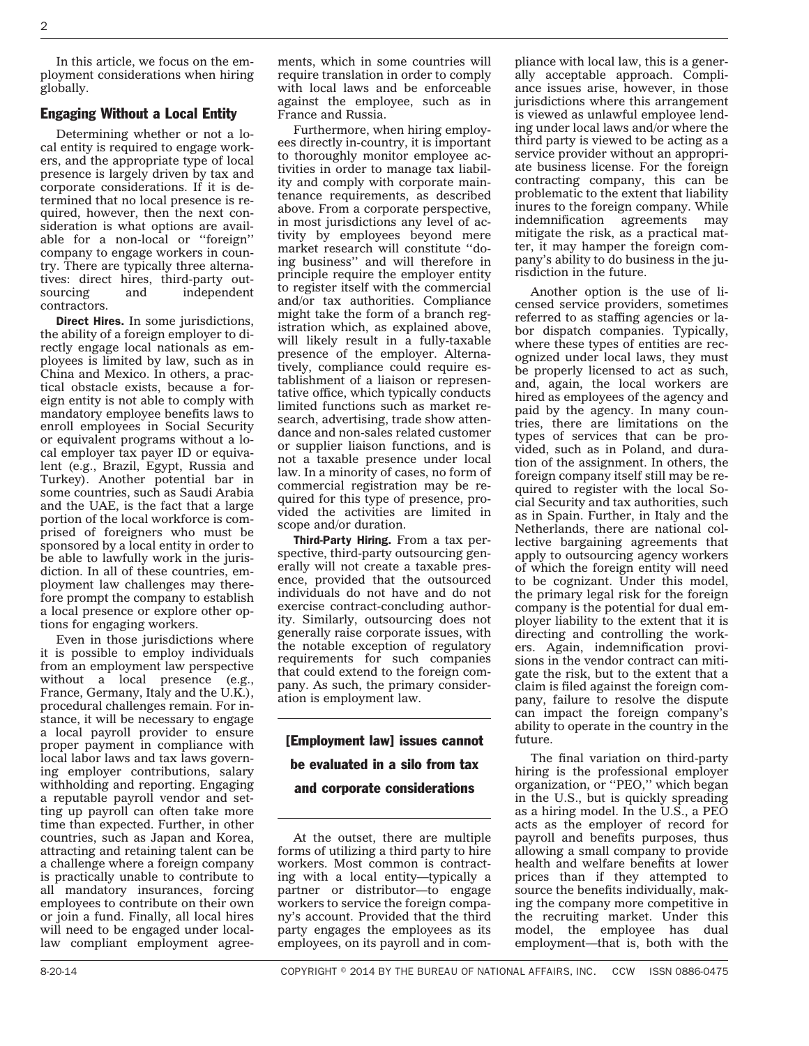In this article, we focus on the employment considerations when hiring globally.

## Engaging Without a Local Entity

Determining whether or not a local entity is required to engage workers, and the appropriate type of local presence is largely driven by tax and corporate considerations. If it is determined that no local presence is required, however, then the next consideration is what options are available for a non-local or ''foreign'' company to engage workers in country. There are typically three alternatives: direct hires, third-party outsourcing and independent contractors.

**Direct Hires.** In some jurisdictions, the ability of a foreign employer to directly engage local nationals as employees is limited by law, such as in China and Mexico. In others, a practical obstacle exists, because a foreign entity is not able to comply with mandatory employee benefits laws to enroll employees in Social Security or equivalent programs without a local employer tax payer ID or equivalent (e.g., Brazil, Egypt, Russia and Turkey). Another potential bar in some countries, such as Saudi Arabia and the UAE, is the fact that a large portion of the local workforce is comprised of foreigners who must be sponsored by a local entity in order to be able to lawfully work in the jurisdiction. In all of these countries, employment law challenges may therefore prompt the company to establish a local presence or explore other options for engaging workers.

Even in those jurisdictions where it is possible to employ individuals from an employment law perspective without a local presence (e.g., France, Germany, Italy and the U.K.), procedural challenges remain. For instance, it will be necessary to engage a local payroll provider to ensure proper payment in compliance with local labor laws and tax laws governing employer contributions, salary withholding and reporting. Engaging a reputable payroll vendor and setting up payroll can often take more time than expected. Further, in other countries, such as Japan and Korea, attracting and retaining talent can be a challenge where a foreign company is practically unable to contribute to all mandatory insurances, forcing employees to contribute on their own or join a fund. Finally, all local hires will need to be engaged under local-law compliant employment agreements, which in some countries will require translation in order to comply with local laws and be enforceable against the employee, such as in France and Russia.

Furthermore, when hiring employees directly in-country, it is important to thoroughly monitor employee activities in order to manage tax liability and comply with corporate maintenance requirements, as described above. From a corporate perspective, in most jurisdictions any level of activity by employees beyond mere market research will constitute ''doing business'' and will therefore in principle require the employer entity to register itself with the commercial and/or tax authorities. Compliance might take the form of a branch registration which, as explained above, will likely result in a fully-taxable presence of the employer. Alternatively, compliance could require establishment of a liaison or representative office, which typically conducts limited functions such as market research, advertising, trade show attendance and non-sales related customer or supplier liaison functions, and is not a taxable presence under local law. In a minority of cases, no form of commercial registration may be required for this type of presence, provided the activities are limited in scope and/or duration.

**Third-Party Hiring.** From a tax perspective, third-party outsourcing generally will not create a taxable presence, provided that the outsourced individuals do not have and do not exercise contract-concluding authority. Similarly, outsourcing does not generally raise corporate issues, with the notable exception of regulatory requirements for such companies that could extend to the foreign company. As such, the primary consideration is employment law.

> **[Employment law] issues cannot be evaluated in a silo from tax and corporate considerations**

At the outset, there are multiple forms of utilizing a third party to hire workers. Most common is contracting with a local entity—typically a partner or distributor—to engage workers to service the foreign company's account. Provided that the third party engages the employees as its employees, on its payroll and in compliance with local law, this is a generally acceptable approach. Compliance issues arise, however, in those jurisdictions where this arrangement is viewed as unlawful employee lending under local laws and/or where the third party is viewed to be acting as a service provider without an appropriate business license. For the foreign contracting company, this can be problematic to the extent that liability inures to the foreign company. While indemnification agreements may mitigate the risk, as a practical matter, it may hamper the foreign company's ability to do business in the jurisdiction in the future.

Another option is the use of licensed service providers, sometimes referred to as staffing agencies or labor dispatch companies. Typically, where these types of entities are recognized under local laws, they must be properly licensed to act as such, and, again, the local workers are hired as employees of the agency and paid by the agency. In many countries, there are limitations on the types of services that can be provided, such as in Poland, and duration of the assignment. In others, the foreign company itself still may be required to register with the local Social Security and tax authorities, such as in Spain. Further, in Italy and the Netherlands, there are national collective bargaining agreements that apply to outsourcing agency workers of which the foreign entity will need to be cognizant. Under this model, the primary legal risk for the foreign company is the potential for dual employer liability to the extent that it is directing and controlling the workers. Again, indemnification provisions in the vendor contract can mitigate the risk, but to the extent that a claim is filed against the foreign company, failure to resolve the dispute can impact the foreign company's ability to operate in the country in the future.

The final variation on third-party hiring is the professional employer organization, or ''PEO,'' which began in the U.S., but is quickly spreading as a hiring model. In the U.S., a PEO acts as the employer of record for payroll and benefits purposes, thus allowing a small company to provide health and welfare benefits at lower prices than if they attempted to source the benefits individually, making the company more competitive in the recruiting market. Under this model, the employee has dual employment—that is, both with the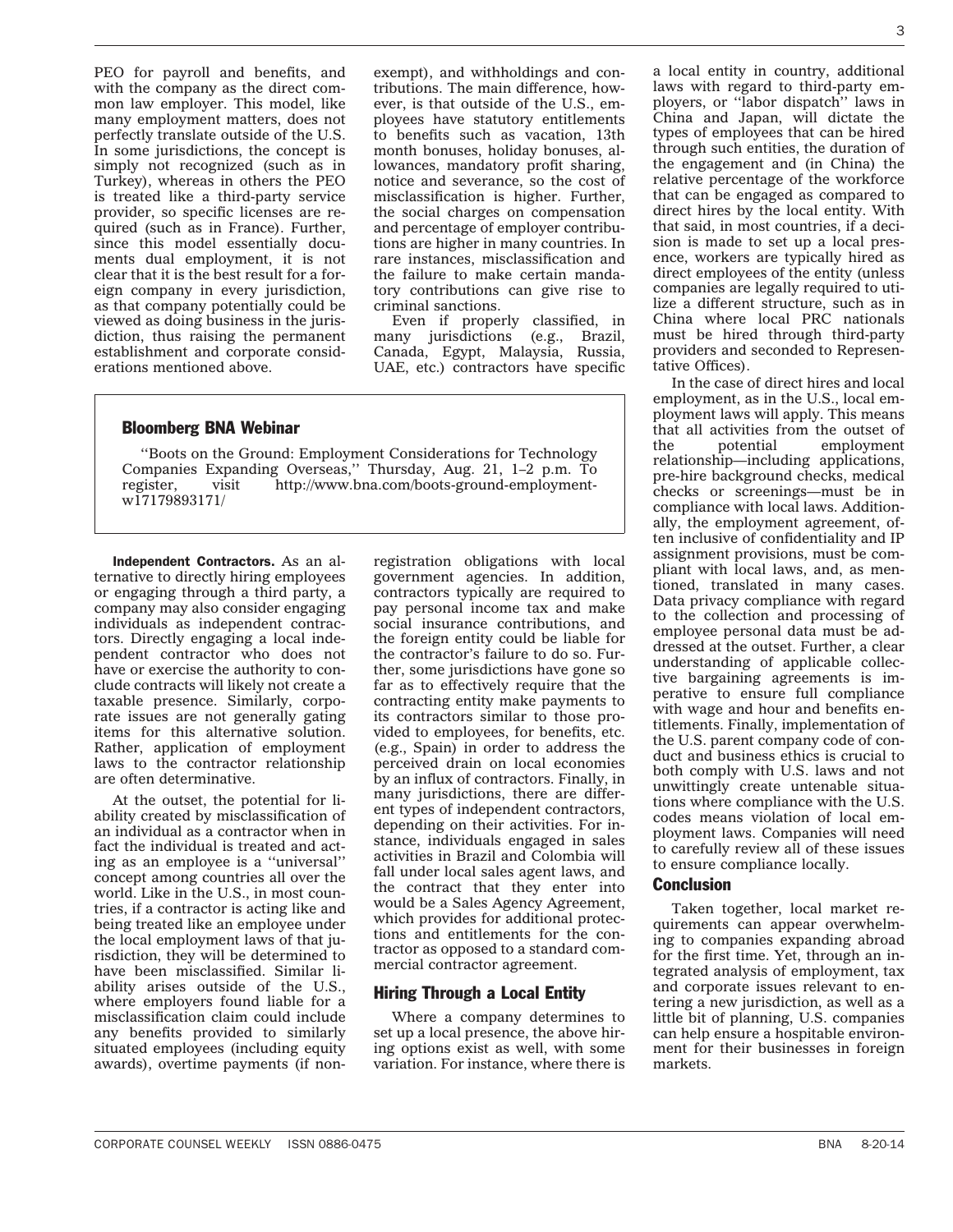PEO for payroll and benefits, and with the company as the direct common law employer. This model, like many employment matters, does not perfectly translate outside of the U.S. In some jurisdictions, the concept is simply not recognized (such as in Turkey), whereas in others the PEO is treated like a third-party service provider, so specific licenses are required (such as in France). Further, since this model essentially documents dual employment, it is not clear that it is the best result for a foreign company in every jurisdiction, as that company potentially could be viewed as doing business in the jurisdiction, thus raising the permanent establishment and corporate considerations mentioned above.

### Bloomberg BNA Webinar

''Boots on the Ground: Employment Considerations for Technology Companies Expanding Overseas,'' Thursday, Aug. 21, 1–2 p.m. To register, visit http://www.bna.com/boots-ground-employment-w17179893171/

**Independent Contractors.** As an alternative to directly hiring employees or engaging through a third party, a company may also consider engaging individuals as independent contractors. Directly engaging a local independent contractor who does not have or exercise the authority to conclude contracts will likely not create a taxable presence. Similarly, corporate issues are not generally gating items for this alternative solution. Rather, application of employment laws to the contractor relationship are often determinative.

At the outset, the potential for liability created by misclassification of an individual as a contractor when in fact the individual is treated and acting as an employee is a ''universal'' concept among countries all over the world. Like in the U.S., in most countries, if a contractor is acting like and being treated like an employee under the local employment laws of that jurisdiction, they will be determined to have been misclassified. Similar liability arises outside of the U.S., where employers found liable for a misclassification claim could include any benefits provided to similarly situated employees (including equity awards), overtime payments (if non-exempt), and withholdings and contributions. The main difference, however, is that outside of the U.S., employees have statutory entitlements to benefits such as vacation, 13th month bonuses, holiday bonuses, allowances, mandatory profit sharing, notice and severance, so the cost of misclassification is higher. Further, the social charges on compensation and percentage of employer contributions are higher in many countries. In rare instances, misclassification and the failure to make certain mandatory contributions can give rise to criminal sanctions.

Even if properly classified, in many jurisdictions (e.g., Brazil, Canada, Egypt, Malaysia, Russia, UAE, etc.) contractors have specific registration obligations with local government agencies. In addition, contractors typically are required to pay personal income tax and make social insurance contributions, and the foreign entity could be liable for the contractor's failure to do so. Further, some jurisdictions have gone so far as to effectively require that the contracting entity make payments to its contractors similar to those provided to employees, for benefits, etc. (e.g., Spain) in order to address the perceived drain on local economies by an influx of contractors. Finally, in many jurisdictions, there are different types of independent contractors, depending on their activities. For instance, individuals engaged in sales activities in Brazil and Colombia will fall under local sales agent laws, and the contract that they enter into would be a Sales Agency Agreement, which provides for additional protections and entitlements for the contractor as opposed to a standard commercial contractor agreement.

## Hiring Through a Local Entity

Where a company determines to set up a local presence, the above hiring options exist as well, with some variation. For instance, where there is a local entity in country, additional laws with regard to third-party employers, or ''labor dispatch'' laws in China and Japan, will dictate the types of employees that can be hired through such entities, the duration of the engagement and (in China) the relative percentage of the workforce that can be engaged as compared to direct hires by the local entity. With that said, in most countries, if a decision is made to set up a local presence, workers are typically hired as direct employees of the entity (unless companies are legally required to utilize a different structure, such as in China where local PRC nationals must be hired through third-party providers and seconded to Representative Offices).

In the case of direct hires and local employment, as in the U.S., local employment laws will apply. This means that all activities from the outset of the potential employment relationship—including applications, pre-hire background checks, medical checks or screenings—must be in compliance with local laws. Additionally, the employment agreement, often inclusive of confidentiality and IP assignment provisions, must be compliant with local laws, and, as mentioned, translated in many cases. Data privacy compliance with regard to the collection and processing of employee personal data must be addressed at the outset. Further, a clear understanding of applicable collective bargaining agreements is imperative to ensure full compliance with wage and hour and benefits entitlements. Finally, implementation of the U.S. parent company code of conduct and business ethics is crucial to both comply with U.S. laws and not unwittingly create untenable situations where compliance with the U.S. codes means violation of local employment laws. Companies will need to carefully review all of these issues to ensure compliance locally.

## Conclusion

Taken together, local market requirements can appear overwhelming to companies expanding abroad for the first time. Yet, through an integrated analysis of employment, tax and corporate issues relevant to entering a new jurisdiction, as well as a little bit of planning, U.S. companies can help ensure a hospitable environment for their businesses in foreign markets.